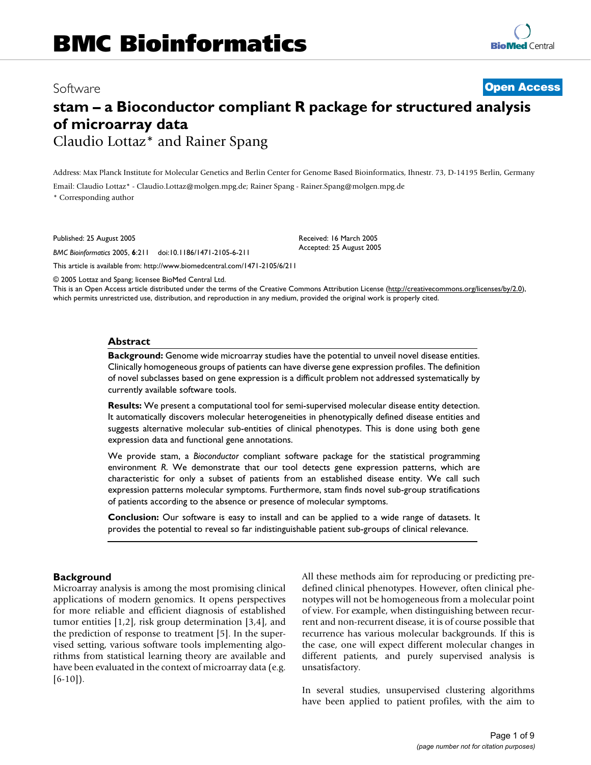# stam – a Bioconductor compliant R package for structured analysis of microarray data

Claudio Lottaz* and Rainer Spang

Address: Max Planck Institute for Molecular Genetics and Berlin Center for Genome Based Bioinformatics, Ihnestr. 73, D-14195 Berlin, Germany

Email: Claudio Lottaz* - Claudio.Lottaz@molgen.mpg.de; Rainer Spang - Rainer.Spang@molgen.mpg.de

* Corresponding author

Published: 25 August 2005

*BMC Bioinformatics* 2005, **6**:211 doi:10.1186/1471-2105-6-211

Received: 16 March 2005
Accepted: 25 August 2005

This article is available from: http://www.biomedcentral.com/1471-2105/6/211

© 2005 Lottaz and Spang; licensee BioMed Central Ltd.

This is an Open Access article distributed under the terms of the Creative Commons Attribution License (http://creativecommons.org/licenses/by/2.0), which permits unrestricted use, distribution, and reproduction in any medium, provided the original work is properly cited.

## Abstract

**Background:** Genome wide microarray studies have the potential to unveil novel disease entities. Clinically homogeneous groups of patients can have diverse gene expression profiles. The definition of novel subclasses based on gene expression is a difficult problem not addressed systematically by currently available software tools.

**Results:** We present a computational tool for semi-supervised molecular disease entity detection. It automatically discovers molecular heterogeneities in phenotypically defined disease entities and suggests alternative molecular sub-entities of clinical phenotypes. This is done using both gene expression data and functional gene annotations.

We provide stam, a *Bioconductor* compliant software package for the statistical programming environment *R*. We demonstrate that our tool detects gene expression patterns, which are characteristic for only a subset of patients from an established disease entity. We call such expression patterns molecular symptoms. Furthermore, stam finds novel sub-group stratifications of patients according to the absence or presence of molecular symptoms.

**Conclusion:** Our software is easy to install and can be applied to a wide range of datasets. It provides the potential to reveal so far indistinguishable patient sub-groups of clinical relevance.

## Background

Microarray analysis is among the most promising clinical applications of modern genomics. It opens perspectives for more reliable and efficient diagnosis of established tumor entities [1,2], risk group determination [3,4], and the prediction of response to treatment [5]. In the supervised setting, various software tools implementing algorithms from statistical learning theory are available and have been evaluated in the context of microarray data (e.g. [6-10]).

All these methods aim for reproducing or predicting predefined clinical phenotypes. However, often clinical phenotypes will not be homogeneous from a molecular point of view. For example, when distinguishing between recurrent and non-recurrent disease, it is of course possible that recurrence has various molecular backgrounds. If this is the case, one will expect different molecular changes in different patients, and purely supervised analysis is unsatisfactory.

In several studies, unsupervised clustering algorithms have been applied to patient profiles, with the aim to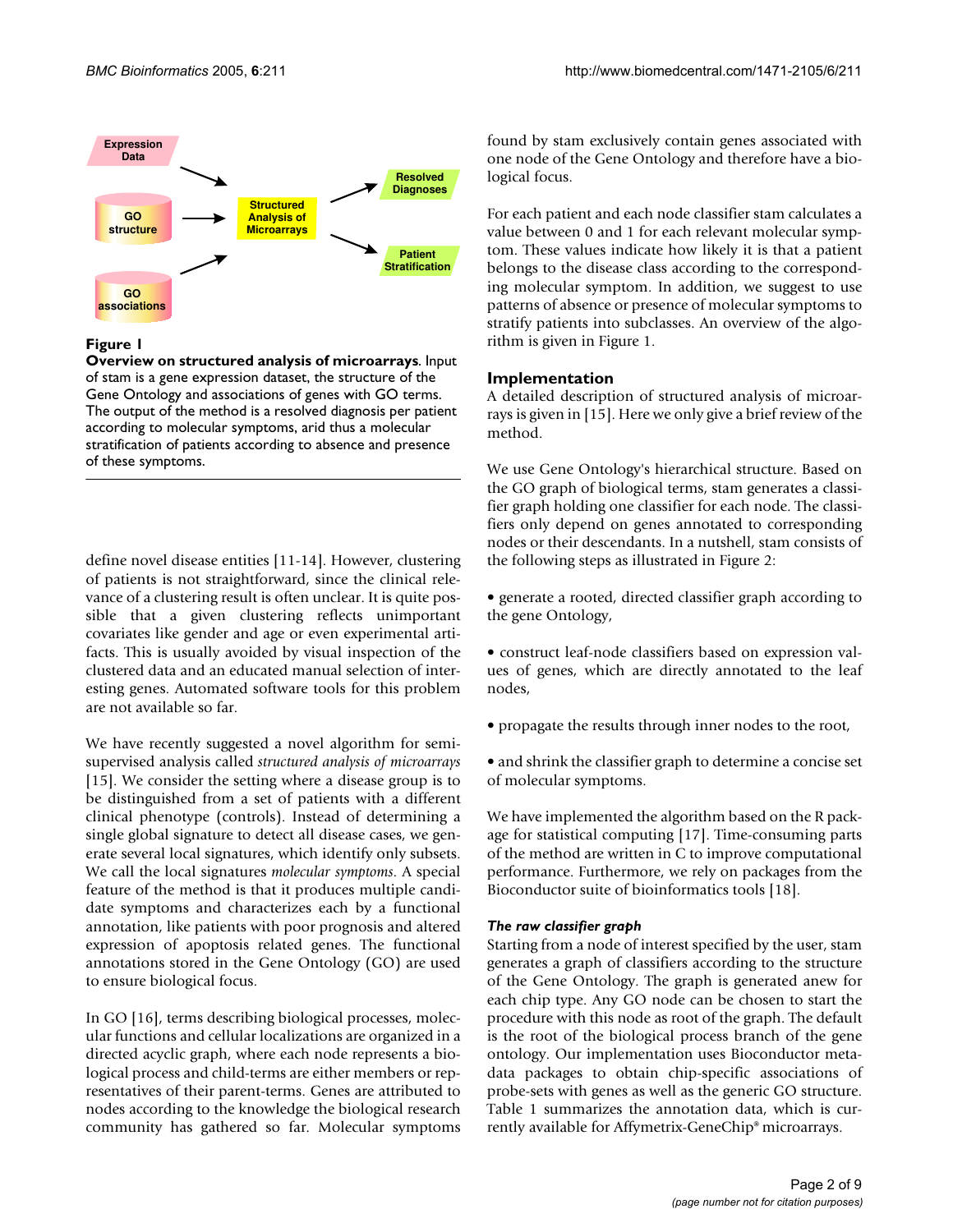**Figure 1**

**Overview on structured analysis of microarrays**. Input of stam is a gene expression dataset, the structure of the Gene Ontology and associations of genes with GO terms. The output of the method is a resolved diagnosis per patient according to molecular symptoms, arid thus a molecular stratification of patients according to absence and presence of these symptoms.

define novel disease entities [11-14]. However, clustering of patients is not straightforward, since the clinical relevance of a clustering result is often unclear. It is quite possible that a given clustering reflects unimportant covariates like gender and age or even experimental artifacts. This is usually avoided by visual inspection of the clustered data and an educated manual selection of interesting genes. Automated software tools for this problem are not available so far.

We have recently suggested a novel algorithm for semi-supervised analysis called *structured analysis of microarrays* [15]. We consider the setting where a disease group is to be distinguished from a set of patients with a different clinical phenotype (controls). Instead of determining a single global signature to detect all disease cases, we generate several local signatures, which identify only subsets. We call the local signatures *molecular symptoms*. A special feature of the method is that it produces multiple candidate symptoms and characterizes each by a functional annotation, like patients with poor prognosis and altered expression of apoptosis related genes. The functional annotations stored in the Gene Ontology (GO) are used to ensure biological focus.

In GO [16], terms describing biological processes, molecular functions and cellular localizations are organized in a directed acyclic graph, where each node represents a biological process and child-terms are either members or representatives of their parent-terms. Genes are attributed to nodes according to the knowledge the biological research community has gathered so far. Molecular symptoms found by stam exclusively contain genes associated with one node of the Gene Ontology and therefore have a biological focus.

For each patient and each node classifier stam calculates a value between 0 and 1 for each relevant molecular symptom. These values indicate how likely it is that a patient belongs to the disease class according to the corresponding molecular symptom. In addition, we suggest to use patterns of absence or presence of molecular symptoms to stratify patients into subclasses. An overview of the algorithm is given in Figure 1.

## Implementation

A detailed description of structured analysis of microarrays is given in [15]. Here we only give a brief review of the method.

We use Gene Ontology's hierarchical structure. Based on the GO graph of biological terms, stam generates a classifier graph holding one classifier for each node. The classifiers only depend on genes annotated to corresponding nodes or their descendants. In a nutshell, stam consists of the following steps as illustrated in Figure 2:

- generate a rooted, directed classifier graph according to the gene Ontology,
- construct leaf-node classifiers based on expression values of genes, which are directly annotated to the leaf nodes,
- propagate the results through inner nodes to the root,
- and shrink the classifier graph to determine a concise set of molecular symptoms.

We have implemented the algorithm based on the R package for statistical computing [17]. Time-consuming parts of the method are written in C to improve computational performance. Furthermore, we rely on packages from the Bioconductor suite of bioinformatics tools [18].

### *The raw classifier graph*

Starting from a node of interest specified by the user, stam generates a graph of classifiers according to the structure of the Gene Ontology. The graph is generated anew for each chip type. Any GO node can be chosen to start the procedure with this node as root of the graph. The default is the root of the biological process branch of the gene ontology. Our implementation uses Bioconductor metadata packages to obtain chip-specific associations of probe-sets with genes as well as the generic GO structure. Table 1 summarizes the annotation data, which is currently available for Affymetrix-GeneChip® microarrays.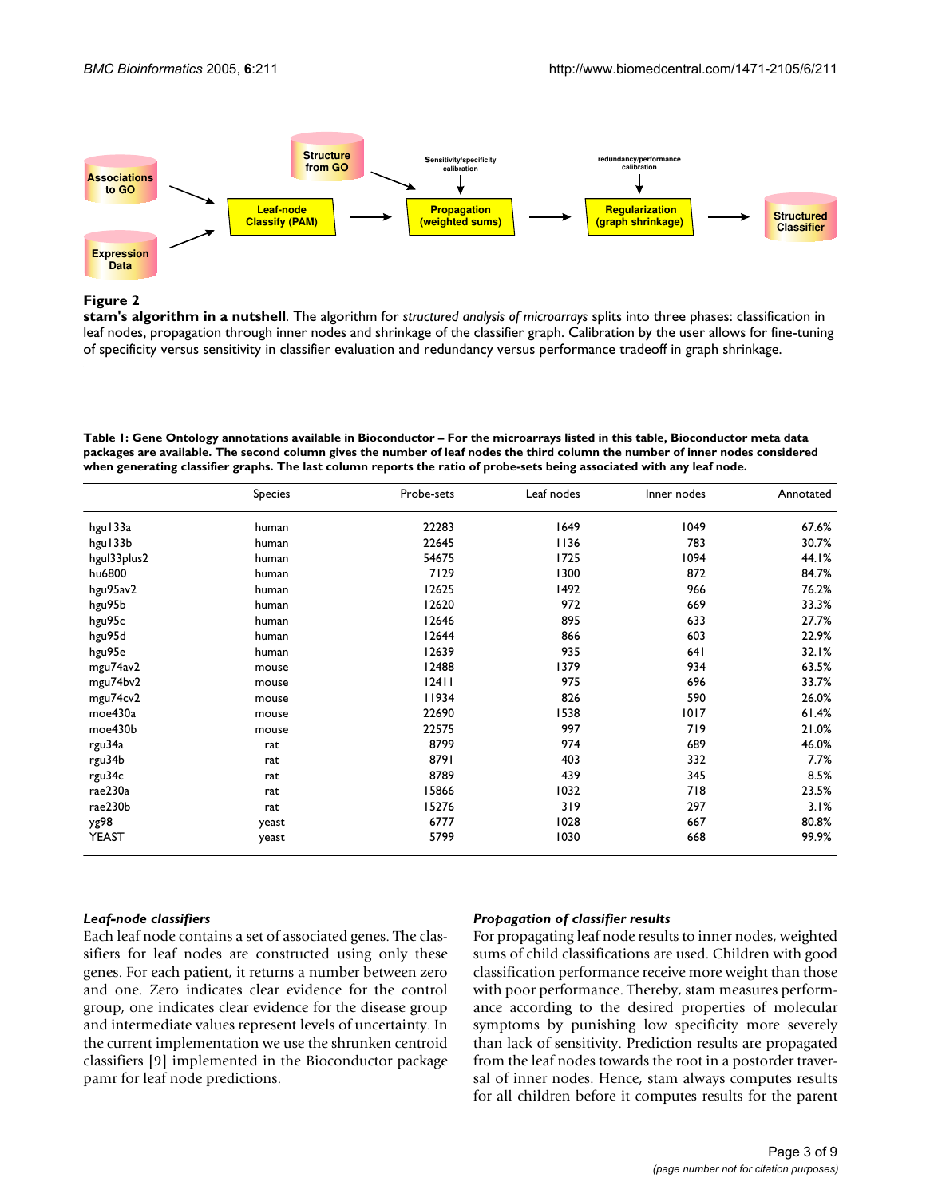**Figure 2**

**stam's algorithm in a nutshell**. The algorithm for *structured analysis of microarrays* splits into three phases: classification in leaf nodes, propagation through inner nodes and shrinkage of the classifier graph. Calibration by the user allows for fine-tuning of specificity versus sensitivity in classifier evaluation and redundancy versus performance tradeoff in graph shrinkage.

**Table 1: Gene Ontology annotations available in Bioconductor – For the microarrays listed in this table, Bioconductor meta data packages are available. The second column gives the number of leaf nodes the third column the number of inner nodes considered when generating classifier graphs. The last column reports the ratio of probe-sets being associated with any leaf node.**

| | Species | Probe-sets | Leaf nodes | Inner nodes | Annotated |
|---|---|---|---|---|---|
| hgu133a | human | 22283 | 1649 | 1049 | 67.6% |
| hgu133b | human | 22645 | 1136 | 783 | 30.7% |
| hgul33plus2 | human | 54675 | 1725 | 1094 | 44.1% |
| hu6800 | human | 7129 | 1300 | 872 | 84.7% |
| hgu95av2 | human | 12625 | 1492 | 966 | 76.2% |
| hgu95b | human | 12620 | 972 | 669 | 33.3% |
| hgu95c | human | 12646 | 895 | 633 | 27.7% |
| hgu95d | human | 12644 | 866 | 603 | 22.9% |
| hgu95e | human | 12639 | 935 | 641 | 32.1% |
| mgu74av2 | mouse | 12488 | 1379 | 934 | 63.5% |
| mgu74bv2 | mouse | 12411 | 975 | 696 | 33.7% |
| mgu74cv2 | mouse | 11934 | 826 | 590 | 26.0% |
| moe430a | mouse | 22690 | 1538 | 1017 | 61.4% |
| moe430b | mouse | 22575 | 997 | 719 | 21.0% |
| rgu34a | rat | 8799 | 974 | 689 | 46.0% |
| rgu34b | rat | 8791 | 403 | 332 | 7.7% |
| rgu34c | rat | 8789 | 439 | 345 | 8.5% |
| rae230a | rat | 15866 | 1032 | 718 | 23.5% |
| rae230b | rat | 15276 | 319 | 297 | 3.1% |
| yg98 | yeast | 6777 | 1028 | 667 | 80.8% |
| YEAST | yeast | 5799 | 1030 | 668 | 99.9% |

### *Leaf-node classifiers*

Each leaf node contains a set of associated genes. The classifiers for leaf nodes are constructed using only these genes. For each patient, it returns a number between zero and one. Zero indicates clear evidence for the control group, one indicates clear evidence for the disease group and intermediate values represent levels of uncertainty. In the current implementation we use the shrunken centroid classifiers [9] implemented in the Bioconductor package pamr for leaf node predictions.

### *Propagation of classifier results*

For propagating leaf node results to inner nodes, weighted sums of child classifications are used. Children with good classification performance receive more weight than those with poor performance. Thereby, stam measures performance according to the desired properties of molecular symptoms by punishing low specificity more severely than lack of sensitivity. Prediction results are propagated from the leaf nodes towards the root in a postorder traversal of inner nodes. Hence, stam always computes results for all children before it computes results for the parent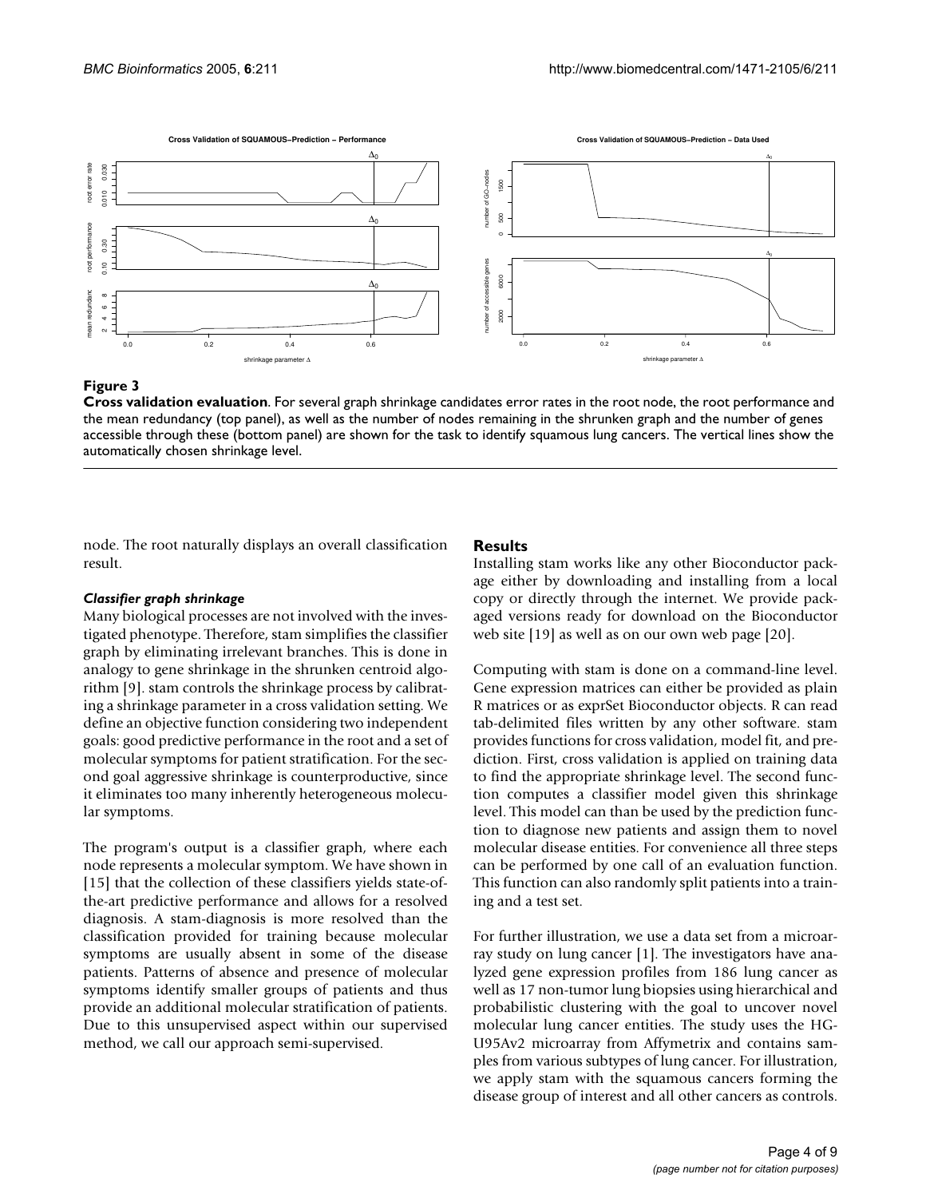**Figure 3**

**Cross validation evaluation**. For several graph shrinkage candidates error rates in the root node, the root performance and the mean redundancy (top panel), as well as the number of nodes remaining in the shrunken graph and the number of genes accessible through these (bottom panel) are shown for the task to identify squamous lung cancers. The vertical lines show the automatically chosen shrinkage level.

node. The root naturally displays an overall classification result.

### *Classifier graph shrinkage*

Many biological processes are not involved with the investigated phenotype. Therefore, stam simplifies the classifier graph by eliminating irrelevant branches. This is done in analogy to gene shrinkage in the shrunken centroid algorithm [9]. stam controls the shrinkage process by calibrating a shrinkage parameter in a cross validation setting. We define an objective function considering two independent goals: good predictive performance in the root and a set of molecular symptoms for patient stratification. For the second goal aggressive shrinkage is counterproductive, since it eliminates too many inherently heterogeneous molecular symptoms.

The program's output is a classifier graph, where each node represents a molecular symptom. We have shown in [15] that the collection of these classifiers yields state-of-the-art predictive performance and allows for a resolved diagnosis. A stam-diagnosis is more resolved than the classification provided for training because molecular symptoms are usually absent in some of the disease patients. Patterns of absence and presence of molecular symptoms identify smaller groups of patients and thus provide an additional molecular stratification of patients. Due to this unsupervised aspect within our supervised method, we call our approach semi-supervised.

## Results

Installing stam works like any other Bioconductor package either by downloading and installing from a local copy or directly through the internet. We provide packaged versions ready for download on the Bioconductor web site [19] as well as on our own web page [20].

Computing with stam is done on a command-line level. Gene expression matrices can either be provided as plain R matrices or as exprSet Bioconductor objects. R can read tab-delimited files written by any other software. stam provides functions for cross validation, model fit, and prediction. First, cross validation is applied on training data to find the appropriate shrinkage level. The second function computes a classifier model given this shrinkage level. This model can than be used by the prediction function to diagnose new patients and assign them to novel molecular disease entities. For convenience all three steps can be performed by one call of an evaluation function. This function can also randomly split patients into a training and a test set.

For further illustration, we use a data set from a microarray study on lung cancer [1]. The investigators have analyzed gene expression profiles from 186 lung cancer as well as 17 non-tumor lung biopsies using hierarchical and probabilistic clustering with the goal to uncover novel molecular lung cancer entities. The study uses the HG-U95Av2 microarray from Affymetrix and contains samples from various subtypes of lung cancer. For illustration, we apply stam with the squamous cancers forming the disease group of interest and all other cancers as controls.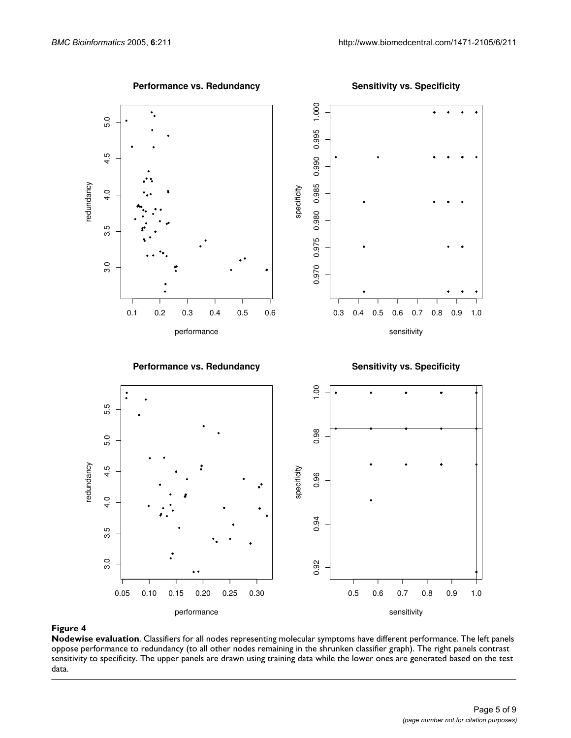**Figure 4**

**Nodewise evaluation**. Classifiers for all nodes representing molecular symptoms have different performance. The left panels oppose performance to redundancy (to all other nodes remaining in the shrunken classifier graph). The right panels contrast sensitivity to specificity. The upper panels are drawn using training data while the lower ones are generated based on the test data.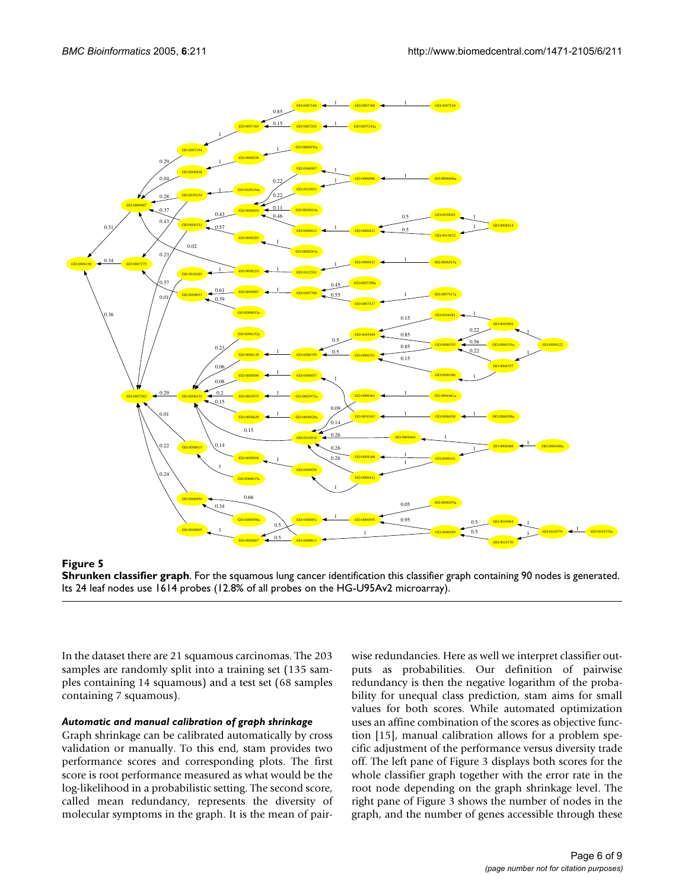**Figure 5**

**Shrunken classifier graph**. For the squamous lung cancer identification this classifier graph containing 90 nodes is generated. Its 24 leaf nodes use 1614 probes (12.8% of all probes on the HG-U95Av2 microarray).

In the dataset there are 21 squamous carcinomas. The 203 samples are randomly split into a training set (135 samples containing 14 squamous) and a test set (68 samples containing 7 squamous).

### *Automatic and manual calibration of graph shrinkage*

Graph shrinkage can be calibrated automatically by cross validation or manually. To this end, stam provides two performance scores and corresponding plots. The first score is root performance measured as what would be the log-likelihood in a probabilistic setting. The second score, called mean redundancy, represents the diversity of molecular symptoms in the graph. It is the mean of pairwise redundancies. Here as well we interpret classifier outputs as probabilities. Our definition of pairwise redundancy is then the negative logarithm of the probability for unequal class prediction, stam aims for small values for both scores. While automated optimization uses an affine combination of the scores as objective function [15], manual calibration allows for a problem specific adjustment of the performance versus diversity trade off. The left pane of Figure 3 displays both scores for the whole classifier graph together with the error rate in the root node depending on the graph shrinkage level. The right pane of Figure 3 shows the number of nodes in the graph, and the number of genes accessible through these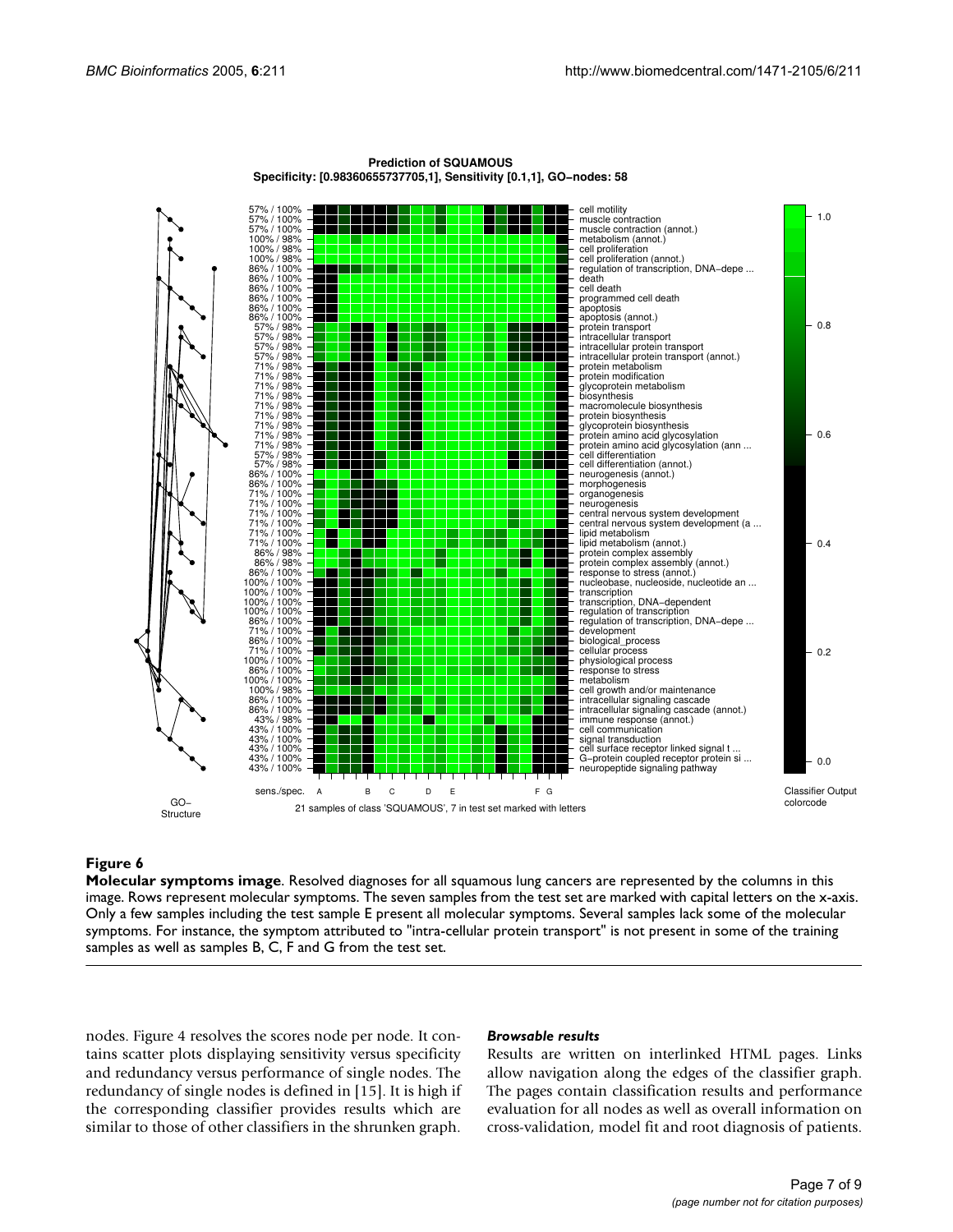**Figure 6**

**Molecular symptoms image**. Resolved diagnoses for all squamous lung cancers are represented by the columns in this image. Rows represent molecular symptoms. The seven samples from the test set are marked with capital letters on the x-axis. Only a few samples including the test sample E present all molecular symptoms. Several samples lack some of the molecular symptoms. For instance, the symptom attributed to "intra-cellular protein transport" is not present in some of the training samples as well as samples B, C, F and G from the test set.

nodes. Figure 4 resolves the scores node per node. It contains scatter plots displaying sensitivity versus specificity and redundancy versus performance of single nodes. The redundancy of single nodes is defined in [15]. It is high if the corresponding classifier provides results which are similar to those of other classifiers in the shrunken graph.

### *Browsable results*

Results are written on interlinked HTML pages. Links allow navigation along the edges of the classifier graph. The pages contain classification results and performance evaluation for all nodes as well as overall information on cross-validation, model fit and root diagnosis of patients.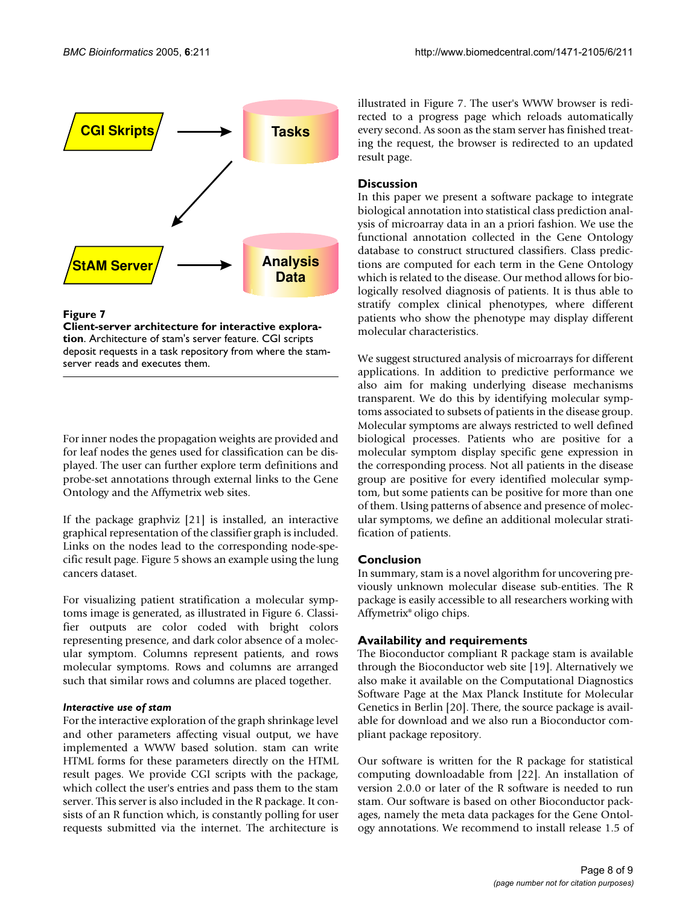**Figure 7**

**Client-server architecture for interactive exploration**. Architecture of stam's server feature. CGI scripts deposit requests in a task repository from where the stam-server reads and executes them.

For inner nodes the propagation weights are provided and for leaf nodes the genes used for classification can be displayed. The user can further explore term definitions and probe-set annotations through external links to the Gene Ontology and the Affymetrix web sites.

If the package graphviz [21] is installed, an interactive graphical representation of the classifier graph is included. Links on the nodes lead to the corresponding node-specific result page. Figure 5 shows an example using the lung cancers dataset.

For visualizing patient stratification a molecular symptoms image is generated, as illustrated in Figure 6. Classifier outputs are color coded with bright colors representing presence, and dark color absence of a molecular symptom. Columns represent patients, and rows molecular symptoms. Rows and columns are arranged such that similar rows and columns are placed together.

#### *Interactive use of stam*

For the interactive exploration of the graph shrinkage level and other parameters affecting visual output, we have implemented a WWW based solution. stam can write HTML forms for these parameters directly on the HTML result pages. We provide CGI scripts with the package, which collect the user's entries and pass them to the stam server. This server is also included in the R package. It consists of an R function which, is constantly polling for user requests submitted via the internet. The architecture is illustrated in Figure 7. The user's WWW browser is redirected to a progress page which reloads automatically every second. As soon as the stam server has finished treating the request, the browser is redirected to an updated result page.

## Discussion

In this paper we present a software package to integrate biological annotation into statistical class prediction analysis of microarray data in an a priori fashion. We use the functional annotation collected in the Gene Ontology database to construct structured classifiers. Class predictions are computed for each term in the Gene Ontology which is related to the disease. Our method allows for biologically resolved diagnosis of patients. It is thus able to stratify complex clinical phenotypes, where different patients who show the phenotype may display different molecular characteristics.

We suggest structured analysis of microarrays for different applications. In addition to predictive performance we also aim for making underlying disease mechanisms transparent. We do this by identifying molecular symptoms associated to subsets of patients in the disease group. Molecular symptoms are always restricted to well defined biological processes. Patients who are positive for a molecular symptom display specific gene expression in the corresponding process. Not all patients in the disease group are positive for every identified molecular symptom, but some patients can be positive for more than one of them. Using patterns of absence and presence of molecular symptoms, we define an additional molecular stratification of patients.

## Conclusion

In summary, stam is a novel algorithm for uncovering previously unknown molecular disease sub-entities. The R package is easily accessible to all researchers working with Affymetrix® oligo chips.

## Availability and requirements

The Bioconductor compliant R package stam is available through the Bioconductor web site [19]. Alternatively we also make it available on the Computational Diagnostics Software Page at the Max Planck Institute for Molecular Genetics in Berlin [20]. There, the source package is available for download and we also run a Bioconductor compliant package repository.

Our software is written for the R package for statistical computing downloadable from [22]. An installation of version 2.0.0 or later of the R software is needed to run stam. Our software is based on other Bioconductor packages, namely the meta data packages for the Gene Ontology annotations. We recommend to install release 1.5 of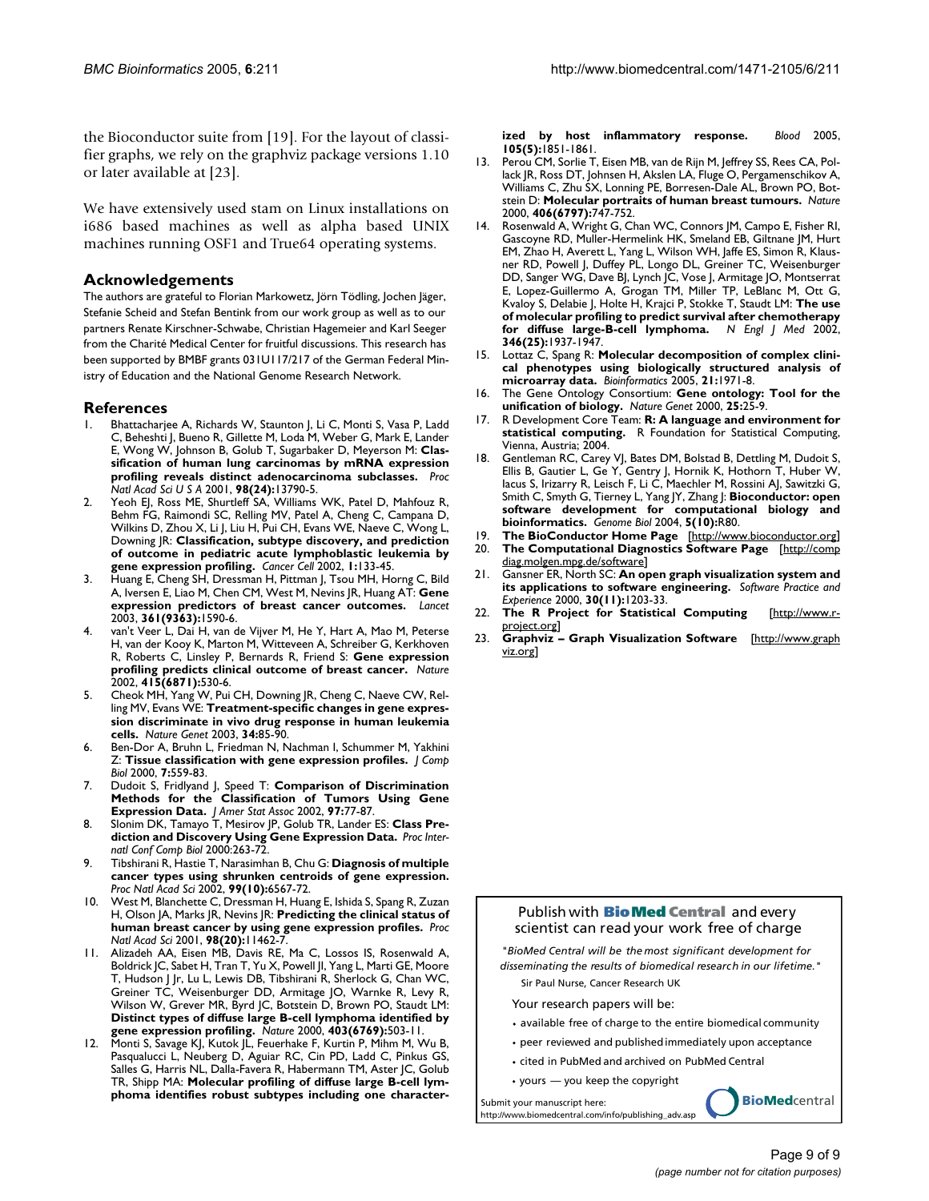the Bioconductor suite from [19]. For the layout of classifier graphs, we rely on the graphviz package versions 1.10 or later available at [23].

We have extensively used stam on Linux installations on i686 based machines as well as alpha based UNIX machines running OSF1 and True64 operating systems.

## Acknowledgements

The authors are grateful to Florian Markowetz, Jörn Tödling, Jochen Jäger, Stefanie Scheid and Stefan Bentink from our work group as well as to our partners Renate Kirschner-Schwabe, Christian Hagemeier and Karl Seeger from the Charité Medical Center for fruitful discussions. This research has been supported by BMBF grants 031U117/217 of the German Federal Ministry of Education and the National Genome Research Network.

## References

1. Bhattacharjee A, Richards W, Staunton J, Li C, Monti S, Vasa P, Ladd C, Beheshti J, Bueno R, Gillette M, Loda M, Weber G, Mark E, Lander E, Wong W, Johnson B, Golub T, Sugarbaker D, Meyerson M: **Classification of human lung carcinomas by mRNA expression profiling reveals distinct adenocarcinoma subclasses.** *Proc Natl Acad Sci U S A* 2001, **98(24):**13790-5.
2. Yeoh EJ, Ross ME, Shurtleff SA, Williams WK, Patel D, Mahfouz R, Behm FG, Raimondi SC, Relling MV, Patel A, Cheng C, Campana D, Wilkins D, Zhou X, Li J, Liu H, Pui CH, Evans WE, Naeve C, Wong L, Downing JR: **Classification, subtype discovery, and prediction of outcome in pediatric acute lymphoblastic leukemia by gene expression profiling.** *Cancer Cell* 2002, **1:**133-45.
3. Huang E, Cheng SH, Dressman H, Pittman J, Tsou MH, Horng C, Bild A, Iversen E, Liao M, Chen CM, West M, Nevins JR, Huang AT: **Gene expression predictors of breast cancer outcomes.** *Lancet* 2003, **361(9363):**1590-6.
4. van't Veer L, Dai H, van de Vijver M, He Y, Hart A, Mao M, Peterse H, van der Kooy K, Marton M, Witteveen A, Schreiber G, Kerkhoven R, Roberts C, Linsley P, Bernards R, Friend S: **Gene expression profiling predicts clinical outcome of breast cancer.** *Nature* 2002, **415(6871):**530-6.
5. Cheok MH, Yang W, Pui CH, Downing JR, Cheng C, Naeve CW, Relling MV, Evans WE: **Treatment-specific changes in gene expression discriminate in vivo drug response in human leukemia cells.** *Nature Genet* 2003, **34:**85-90.
6. Ben-Dor A, Bruhn L, Friedman N, Nachman I, Schummer M, Yakhini Z: **Tissue classification with gene expression profiles.** *J Comp Biol* 2000, **7:**559-83.
7. Dudoit S, Fridlyand J, Speed T: **Comparison of Discrimination Methods for the Classification of Tumors Using Gene Expression Data.** *J Amer Stat Assoc* 2002, **97:**77-87.
8. Slonim DK, Tamayo T, Mesirov JP, Golub TR, Lander ES: **Class Prediction and Discovery Using Gene Expression Data.** *Proc Internatl Conf Comp Biol* 2000:263-72.
9. Tibshirani R, Hastie T, Narasimhan B, Chu G: **Diagnosis of multiple cancer types using shrunken centroids of gene expression.** *Proc Natl Acad Sci* 2002, **99(10):**6567-72.
10. West M, Blanchette C, Dressman H, Huang E, Ishida S, Spang R, Zuzan H, Olson JA, Marks JR, Nevins JR: **Predicting the clinical status of human breast cancer by using gene expression profiles.** *Proc Natl Acad Sci* 2001, **98(20):**11462-7.
11. Alizadeh AA, Eisen MB, Davis RE, Ma C, Lossos IS, Rosenwald A, Boldrick JC, Sabet H, Tran T, Yu X, Powell JI, Yang L, Marti GE, Moore T, Hudson J Jr, Lu L, Lewis DB, Tibshirani R, Sherlock G, Chan WC, Greiner TC, Weisenburger DD, Armitage JO, Warnke R, Levy R, Wilson W, Grever MR, Byrd JC, Botstein D, Brown PO, Staudt LM: **Distinct types of diffuse large B-cell lymphoma identified by gene expression profiling.** *Nature* 2000, **403(6769):**503-11.
12. Monti S, Savage KJ, Kutok JL, Feuerhake F, Kurtin P, Mihm M, Wu B, Pasqualucci L, Neuberg D, Aguiar RC, Cin PD, Ladd C, Pinkus GS, Salles G, Harris NL, Dalla-Favera R, Habermann TM, Aster JC, Golub TR, Shipp MA: **Molecular profiling of diffuse large B-cell lymphoma identifies robust subtypes including one characterized by host inflammatory response.** *Blood* 2005, **105(5):**1851-1861.
13. Perou CM, Sorlie T, Eisen MB, van de Rijn M, Jeffrey SS, Rees CA, Pollack JR, Ross DT, Johnsen H, Akslen LA, Fluge O, Pergamenschikov A, Williams C, Zhu SX, Lonning PE, Borresen-Dale AL, Brown PO, Botstein D: **Molecular portraits of human breast tumours.** *Nature* 2000, **406(6797):**747-752.
14. Rosenwald A, Wright G, Chan WC, Connors JM, Campo E, Fisher RI, Gascoyne RD, Muller-Hermelink HK, Smeland EB, Giltnane JM, Hurt EM, Zhao H, Averett L, Yang L, Wilson WH, Jaffe ES, Simon R, Klausner RD, Powell J, Duffey PL, Longo DL, Greiner TC, Weisenburger DD, Sanger WG, Dave BJ, Lynch JC, Vose J, Armitage JO, Montserrat E, Lopez-Guillermo A, Grogan TM, Miller TP, LeBlanc M, Ott G, Kvaloy S, Delabie J, Holte H, Krajci P, Stokke T, Staudt LM: **The use of molecular profiling to predict survival after chemotherapy for diffuse large-B-cell lymphoma.** *N Engl J Med* 2002, **346(25):**1937-1947.
15. Lottaz C, Spang R: **Molecular decomposition of complex clinical phenotypes using biologically structured analysis of microarray data.** *Bioinformatics* 2005, **21:**1971-8.
16. The Gene Ontology Consortium: **Gene ontology: Tool for the unification of biology.** *Nature Genet* 2000, **25:**25-9.
17. R Development Core Team: **R: A language and environment for statistical computing.** R Foundation for Statistical Computing, Vienna, Austria; 2004.
18. Gentleman RC, Carey VJ, Bates DM, Bolstad B, Dettling M, Dudoit S, Ellis B, Gautier L, Ge Y, Gentry J, Hornik K, Hothorn T, Huber W, Iacus S, Irizarry R, Leisch F, Li C, Maechler M, Rossini AJ, Sawitzki G, Smith C, Smyth G, Tierney L, Yang JY, Zhang J: **Bioconductor: open software development for computational biology and bioinformatics.** *Genome Biol* 2004, **5(10):**R80.
19. **The BioConductor Home Page** [http://www.bioconductor.org]
20. **The Computational Diagnostics Software Page** [http://compdiag.molgen.mpg.de/software]
21. Gansner ER, North SC: **An open graph visualization system and its applications to software engineering.** *Software Practice and Experience* 2000, **30(11):**1203-33.
22. **The R Project for Statistical Computing** [http://www.r-project.org]
23. **Graphviz – Graph Visualization Software** [http://www.graphviz.org]

Publish with **BioMed Central** and every scientist can read your work free of charge

*"BioMed Central will be the most significant development for disseminating the results of biomedical research in our lifetime."*

Sir Paul Nurse, Cancer Research UK

Your research papers will be:

- available free of charge to the entire biomedical community
- peer reviewed and published immediately upon acceptance
- cited in PubMed and archived on PubMed Central
- yours — you keep the copyright

Submit your manuscript here:
http://www.biomedcentral.com/info/publishing_adv.asp

BioMedcentral